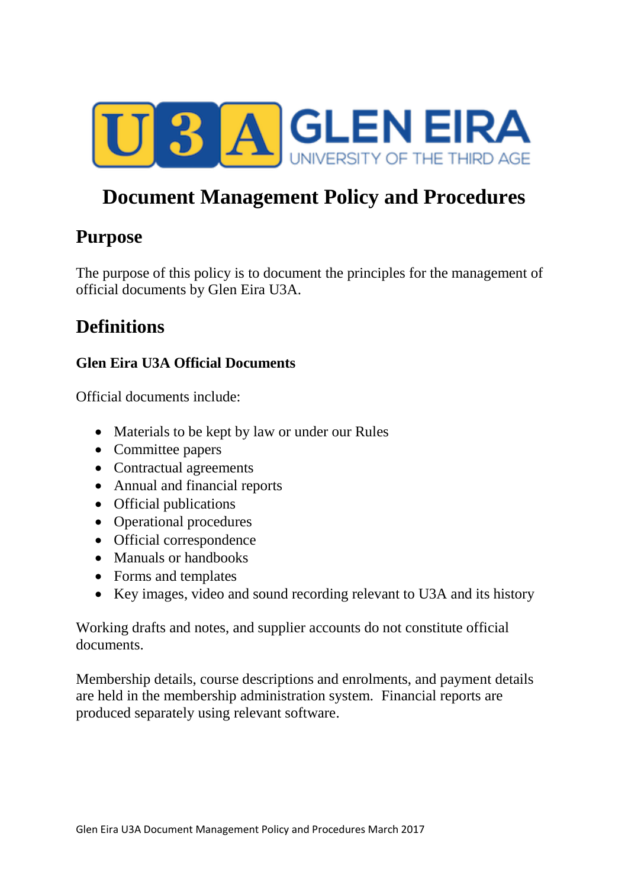# Document Management Policy and Procedures

## Purpose

The purpose of this policy is to document the principles for the management of official documents by Glen Eira U3A.

## Definitions

### Glen Eira U3A Official Documents

Official documents include:

- Materials to be kept by law or under our Rules
- Committee papers
- Contractual agreements
- Annual and financial reports
- Official publications
- Operational procedures
- Official correspondence
- Manuals or handbooks
- Forms and templates
- Key images, video and sound recording relevant to U3A and its history

Working drafts and notes, and supplier accounts do not constitute official documents.

Membership details, course descriptions and enrolments, and payment details are held in the membership administration system. Financial reports are produced separately using relevant software.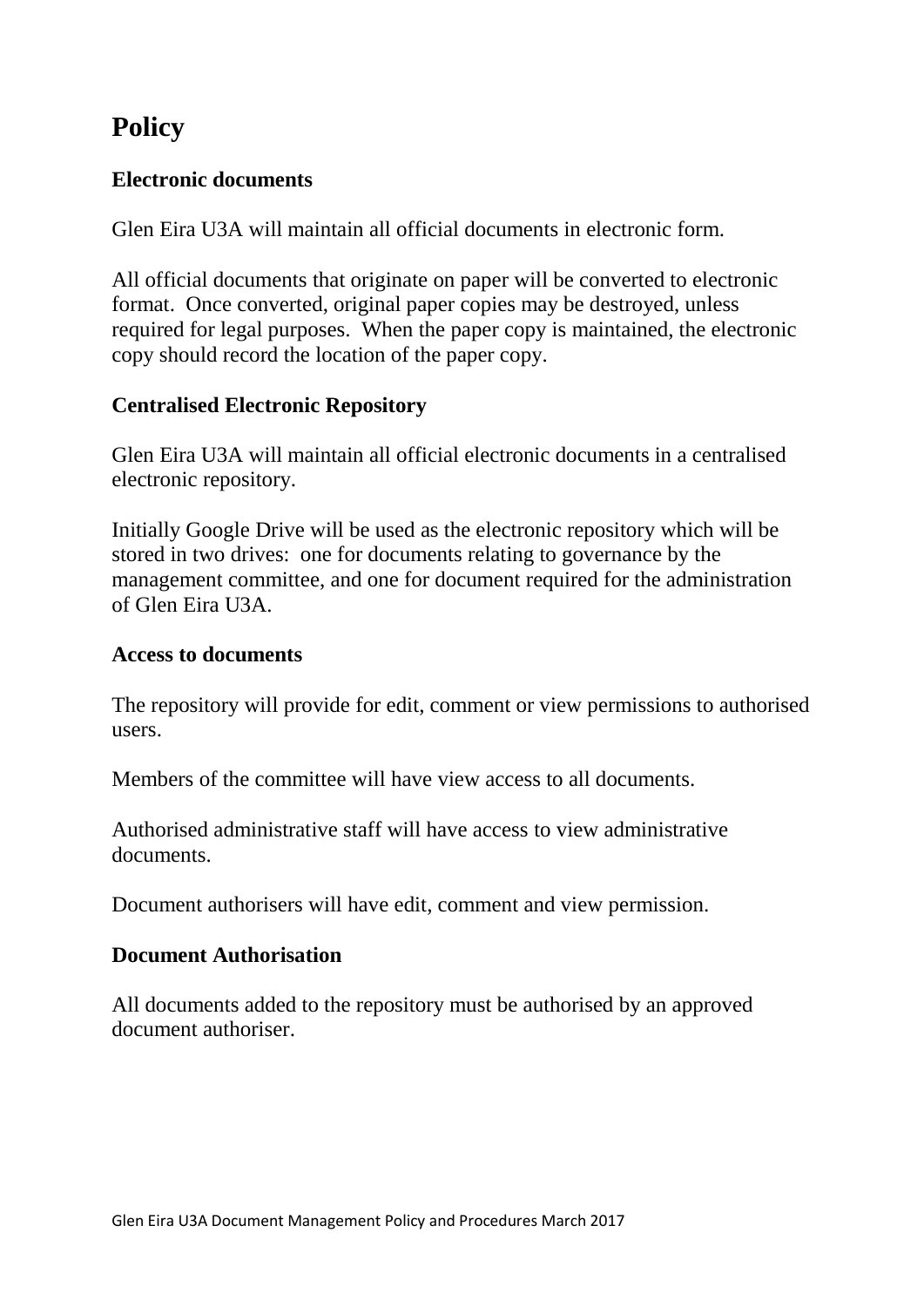# Policy

## Electronic documents

Glen Eira U3A will maintain all official documents in electronic form.

All official documents that originate on paper will be converted to electronic format. Once converted, original paper copies may be destroyed, unless required for legal purposes. When the paper copy is maintained, the electronic copy should record the location of the paper copy.

## Centralised Electronic Repository

Glen Eira U3A will maintain all official electronic documents in a centralised electronic repository.

Initially Google Drive will be used as the electronic repository which will be stored in two drives: one for documents relating to governance by the management committee, and one for document required for the administration of Glen Eira U3A.

## Access to documents

The repository will provide for edit, comment or view permissions to authorised users.

Members of the committee will have view access to all documents.

Authorised administrative staff will have access to view administrative documents.

Document authorisers will have edit, comment and view permission.

## Document Authorisation

All documents added to the repository must be authorised by an approved document authoriser.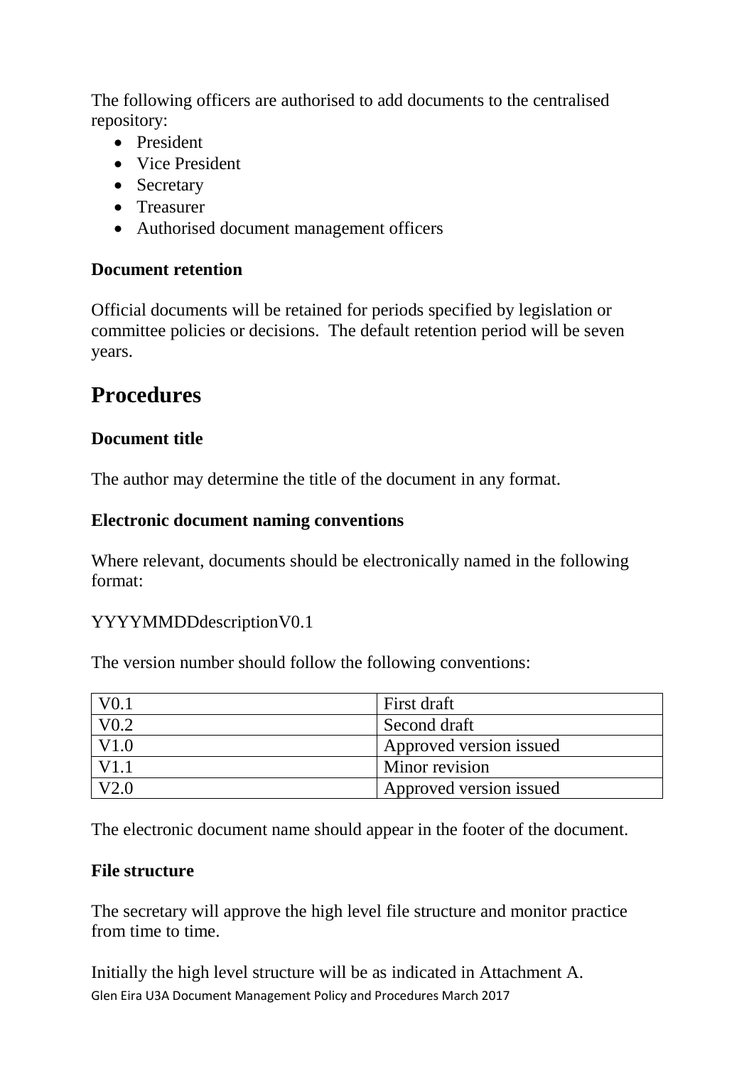The following officers are authorised to add documents to the centralised repository:

- President
- Vice President
- Secretary
- Treasurer
- Authorised document management officers

**Document retention**

Official documents will be retained for periods specified by legislation or committee policies or decisions. The default retention period will be seven years.

## Procedures

**Document title**

The author may determine the title of the document in any format.

**Electronic document naming conventions**

Where relevant, documents should be electronically named in the following format:

YYYYMMDDdescriptionV0.1

The version number should follow the following conventions:

| | |
|---|---|
| V0.1 | First draft |
| V0.2 | Second draft |
| V1.0 | Approved version issued |
| V1.1 | Minor revision |
| V2.0 | Approved version issued |

The electronic document name should appear in the footer of the document.

**File structure**

The secretary will approve the high level file structure and monitor practice from time to time.

Initially the high level structure will be as indicated in Attachment A.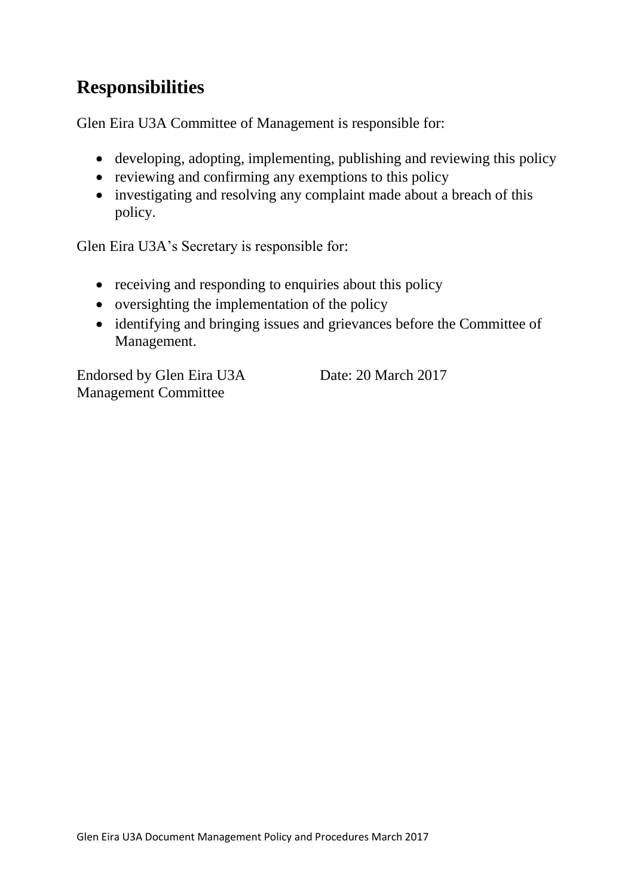## Responsibilities

Glen Eira U3A Committee of Management is responsible for:

- developing, adopting, implementing, publishing and reviewing this policy
- reviewing and confirming any exemptions to this policy
- investigating and resolving any complaint made about a breach of this policy.

Glen Eira U3A's Secretary is responsible for:

- receiving and responding to enquiries about this policy
- oversighting the implementation of the policy
- identifying and bringing issues and grievances before the Committee of Management.

Endorsed by Glen Eira U3A Management Committee    Date: 20 March 2017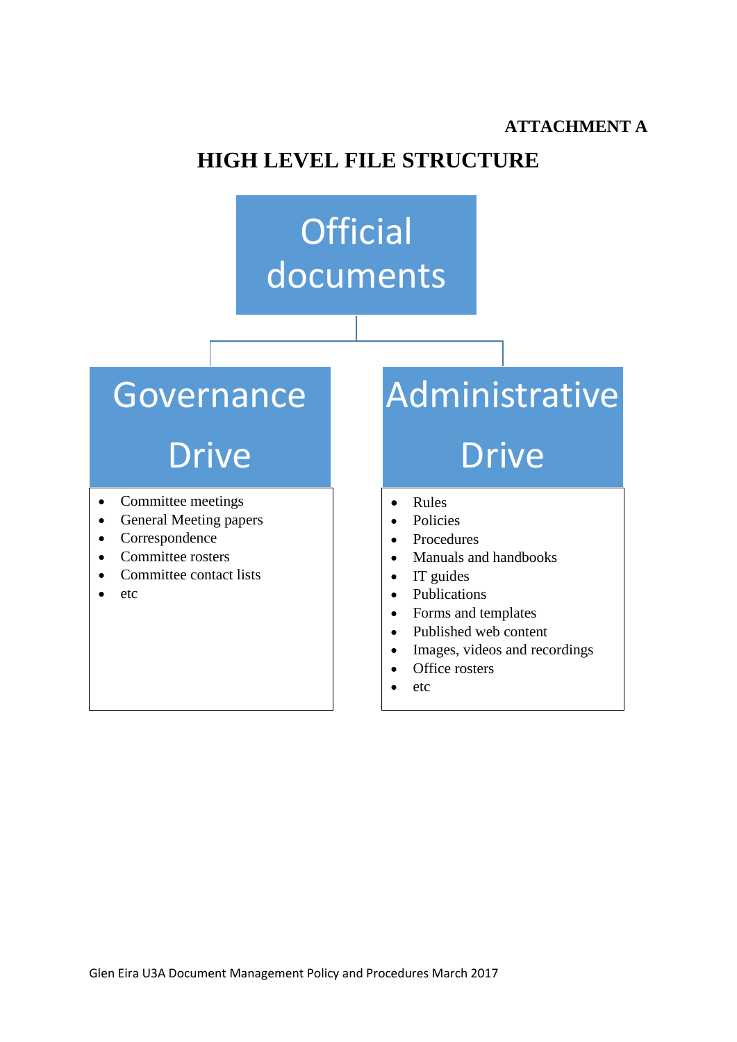**ATTACHMENT A**

# HIGH LEVEL FILE STRUCTURE

Official documents

Governance Drive

- Committee meetings
- General Meeting papers
- Correspondence
- Committee rosters
- Committee contact lists
- etc

Administrative Drive

- Rules
- Policies
- Procedures
- Manuals and handbooks
- IT guides
- Publications
- Forms and templates
- Published web content
- Images, videos and recordings
- Office rosters
- etc